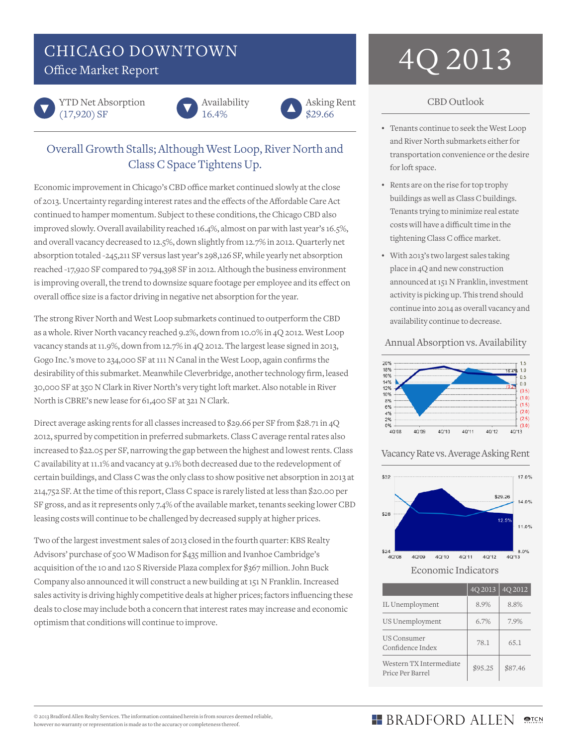# CHICAGO DOWNTOWN
## Office Market Report

# 4Q 2013

▼ YTD Net Absorption (17,920) SF

▼ Availability 16.4%

▲ Asking Rent $29.66

## Overall Growth Stalls; Although West Loop, River North and Class C Space Tightens Up.

Economic improvement in Chicago's CBD office market continued slowly at the close of 2013. Uncertainty regarding interest rates and the effects of the Affordable Care Act continued to hamper momentum. Subject to these conditions, the Chicago CBD also improved slowly. Overall availability reached 16.4%, almost on par with last year's 16.5%, and overall vacancy decreased to 12.5%, down slightly from 12.7% in 2012. Quarterly net absorption totaled -245,211 SF versus last year's 298,126 SF, while yearly net absorption reached -17,920 SF compared to 794,398 SF in 2012. Although the business environment is improving overall, the trend to downsize square footage per employee and its effect on overall office size is a factor driving in negative net absorption for the year.

The strong River North and West Loop submarkets continued to outperform the CBD as a whole. River North vacancy reached 9.2%, down from 10.0% in 4Q 2012. West Loop vacancy stands at 11.9%, down from 12.7% in 4Q 2012. The largest lease signed in 2013, Gogo Inc.'s move to 234,000 SF at 111 N Canal in the West Loop, again confirms the desirability of this submarket. Meanwhile Cleverbridge, another technology firm, leased 30,000 SF at 350 N Clark in River North's very tight loft market. Also notable in River North is CBRE's new lease for 61,400 SF at 321 N Clark.

Direct average asking rents for all classes increased to $29.66 per SF from $28.71 in 4Q 2012, spurred by competition in preferred submarkets. Class C average rental rates also increased to $22.05 per SF, narrowing the gap between the highest and lowest rents. Class C availability at 11.1% and vacancy at 9.1% both decreased due to the redevelopment of certain buildings, and Class C was the only class to show positive net absorption in 2013 at 214,752 SF. At the time of this report, Class C space is rarely listed at less than $20.00 per SF gross, and as it represents only 7.4% of the available market, tenants seeking lower CBD leasing costs will continue to be challenged by decreased supply at higher prices.

Two of the largest investment sales of 2013 closed in the fourth quarter: KBS Realty Advisors' purchase of 500 W Madison for $435 million and Ivanhoe Cambridge's acquisition of the 10 and 120 S Riverside Plaza complex for $367 million. John Buck Company also announced it will construct a new building at 151 N Franklin. Increased sales activity is driving highly competitive deals at higher prices; factors influencing these deals to close may include both a concern that interest rates may increase and economic optimism that conditions will continue to improve.

### CBD Outlook

- Tenants continue to seek the West Loop and River North submarkets either for transportation convenience or the desire for loft space.
- Rents are on the rise for top trophy buildings as well as Class C buildings. Tenants trying to minimize real estate costs will have a difficult time in the tightening Class C office market.
- With 2013's two largest sales taking place in 4Q and new construction announced at 151 N Franklin, investment activity is picking up. This trend should continue into 2014 as overall vacancy and availability continue to decrease.

### Annual Absorption vs. Availability

### Vacancy Rate vs. Average Asking Rent

### Economic Indicators

| | 4Q 2013 | 4Q 2012 |
|---|---|---|
| IL Unemployment | 8.9% | 8.8% |
| US Unemployment | 6.7% | 7.9% |
| US Consumer Confidence Index | 78.1 | 65.1 |
| Western TX Intermediate Price Per Barrel | $95.25 | $87.46 |

© 2013 Bradford Allen Realty Services. The information contained herein is from sources deemed reliable, however no warranty or representation is made as to the accuracy or completeness thereof.

BRADFORD ALLEN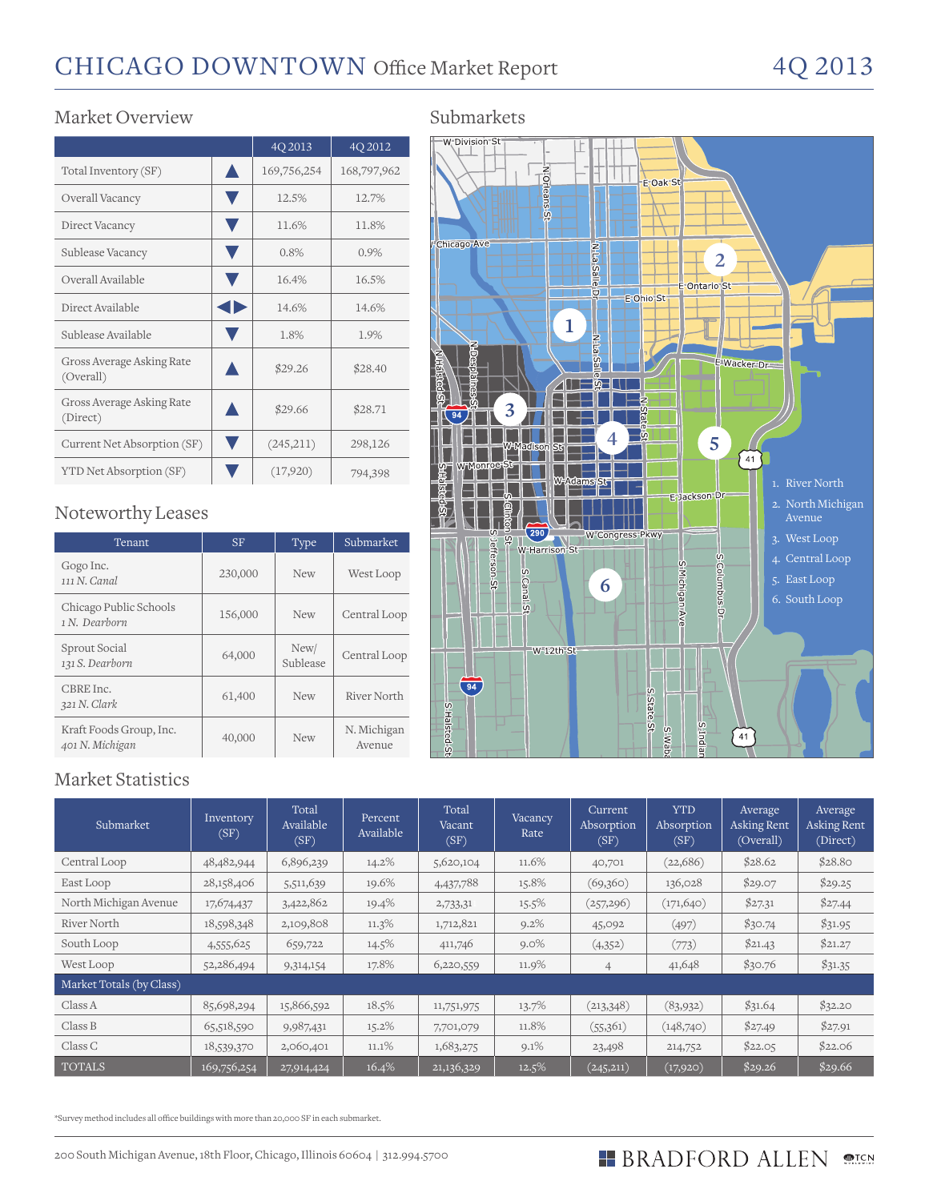# CHICAGO DOWNTOWN Office Market Report 4Q 2013

## Market Overview

| | | 4Q 2013 | 4Q 2012 |
|---|---|---|---|
| Total Inventory (SF) | ▲ | 169,756,254 | 168,797,962 |
| Overall Vacancy | ▼ | 12.5% | 12.7% |
| Direct Vacancy | ▼ | 11.6% | 11.8% |
| Sublease Vacancy | ▼ | 0.8% | 0.9% |
| Overall Available | ▼ | 16.4% | 16.5% |
| Direct Available | ◀▶ | 14.6% | 14.6% |
| Sublease Available | ▼ | 1.8% | 1.9% |
| Gross Average Asking Rate (Overall) | ▲ | $29.26 | $28.40 |
| Gross Average Asking Rate (Direct) | ▲ | $29.66 | $28.71 |
| Current Net Absorption (SF) | ▼ | (245,211) | 298,126 |
| YTD Net Absorption (SF) | ▼ | (17,920) | 794,398 |

## Submarkets

W Division St
E Oak St
W Chicago Ave
N Orleans St
N La Salle Dr
E Ontario St
E Ohio St
E Wacker Dr
N Halsted St
N Desplaines St
N State St
W Madison St
W Monroe St
W Adams St
E Jackson Dr
W Congress Pkwy
W Harrison St
S Clinton St
S Jefferson St
S Canal St
S Michigan Ave
S Columbus Dr
W 12th St
S State St
S Halsted St
S Wabash
S Indiana
94
290
41

1. River North
2. North Michigan Avenue
3. West Loop
4. Central Loop
5. East Loop
6. South Loop

## Noteworthy Leases

| Tenant | SF | Type | Submarket |
|---|---|---|---|
| Gogo Inc. *111 N. Canal* | 230,000 | New | West Loop |
| Chicago Public Schools *1 N. Dearborn* | 156,000 | New | Central Loop |
| Sprout Social *131 S. Dearborn* | 64,000 | New/ Sublease | Central Loop |
| CBRE Inc. *321 N. Clark* | 61,400 | New | River North |
| Kraft Foods Group, Inc. *401 N. Michigan* | 40,000 | New | N. Michigan Avenue |

## Market Statistics

| Submarket | Inventory (SF) | Total Available (SF) | Percent Available | Total Vacant (SF) | Vacancy Rate | Current Absorption (SF) | YTD Absorption (SF) | Average Asking Rent (Overall) | Average Asking Rent (Direct) |
|---|---|---|---|---|---|---|---|---|---|
| Central Loop | 48,482,944 | 6,896,239 | 14.2% | 5,620,104 | 11.6% | 40,701 | (22,686) | $28.62 | $28.80 |
| East Loop | 28,158,406 | 5,511,639 | 19.6% | 4,437,788 | 15.8% | (69,360) | 136,028 | $29.07 | $29.25 |
| North Michigan Avenue | 17,674,437 | 3,422,862 | 19.4% | 2,733,31 | 15.5% | (257,296) | (171,640) | $27.31 | $27.44 |
| River North | 18,598,348 | 2,109,808 | 11.3% | 1,712,821 | 9.2% | 45,092 | (497) | $30.74 | $31.95 |
| South Loop | 4,555,625 | 659,722 | 14.5% | 411,746 | 9.0% | (4,352) | (773) | $21.43 | $21.27 |
| West Loop | 52,286,494 | 9,314,154 | 17.8% | 6,220,559 | 11.9% | 4 | 41,648 | $30.76 | $31.35 |
| **Market Totals (by Class)** | | | | | | | | | |
| Class A | 85,698,294 | 15,866,592 | 18.5% | 11,751,975 | 13.7% | (213,348) | (83,932) | $31.64 | $32.20 |
| Class B | 65,518,590 | 9,987,431 | 15.2% | 7,701,079 | 11.8% | (55,361) | (148,740) | $27.49 | $27.91 |
| Class C | 18,539,370 | 2,060,401 | 11.1% | 1,683,275 | 9.1% | 23,498 | 214,752 | $22.05 | $22.06 |
| TOTALS | 169,756,254 | 27,914,424 | 16.4% | 21,136,329 | 12.5% | (245,211) | (17,920) | $29.26 | $29.66 |

*Survey method includes all office buildings with more than 20,000 SF in each submarket.

200 South Michigan Avenue, 18th Floor, Chicago, Illinois 60604 | 312.994.5700

BRADFORD ALLEN TCN